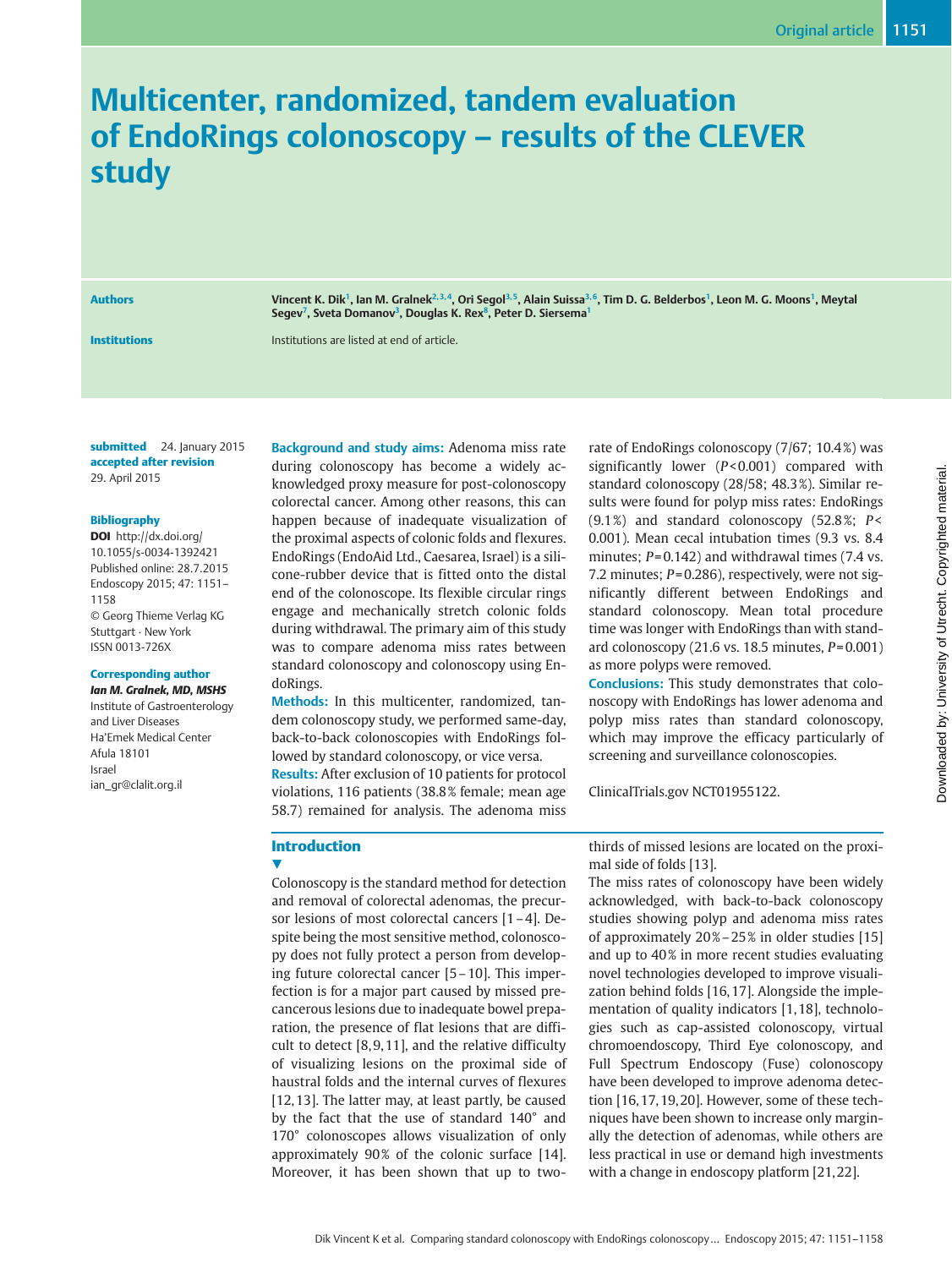# Multicenter, randomized, tandem evaluation of EndoRings colonoscopy – results of the CLEVER study

**Authors**

Vincent K. Dik[1], Ian M. Gralnek[2,3,4], Ori Segol[3,5], Alain Suissa[3,6], Tim D. G. Belderbos[1], Leon M. G. Moons[1], Meytal Segev[7], Sveta Domanov[3], Douglas K. Rex[8], Peter D. Siersema[1]

**Institutions**

Institutions are listed at end of article.

**submitted** 24. January 2015
**accepted after revision** 29. April 2015

**Bibliography**

**DOI** http://dx.doi.org/10.1055/s-0034-1392421
Published online: 28.7.2015
Endoscopy 2015; 47: 1151–1158
© Georg Thieme Verlag KG Stuttgart · New York
ISSN 0013-726X

**Corresponding author**

***Ian M. Gralnek, MD, MSHS***
Institute of Gastroenterology and Liver Diseases
Ha'Emek Medical Center
Afula 18101
Israel
ian_gr@clalit.org.il

**Background and study aims:** Adenoma miss rate during colonoscopy has become a widely acknowledged proxy measure for post-colonoscopy colorectal cancer. Among other reasons, this can happen because of inadequate visualization of the proximal aspects of colonic folds and flexures. EndoRings (EndoAid Ltd., Caesarea, Israel) is a silicone-rubber device that is fitted onto the distal end of the colonoscope. Its flexible circular rings engage and mechanically stretch colonic folds during withdrawal. The primary aim of this study was to compare adenoma miss rates between standard colonoscopy and colonoscopy using EndoRings.

**Methods:** In this multicenter, randomized, tandem colonoscopy study, we performed same-day, back-to-back colonoscopies with EndoRings followed by standard colonoscopy, or vice versa.

**Results:** After exclusion of 10 patients for protocol violations, 116 patients (38.8% female; mean age 58.7) remained for analysis. The adenoma miss rate of EndoRings colonoscopy (7/67; 10.4%) was significantly lower ($P$<0.001) compared with standard colonoscopy (28/58; 48.3%). Similar results were found for polyp miss rates: EndoRings (9.1%) and standard colonoscopy (52.8%; $P$< 0.001). Mean cecal intubation times (9.3 vs. 8.4 minutes; $P$=0.142) and withdrawal times (7.4 vs. 7.2 minutes; $P$=0.286), respectively, were not significantly different between EndoRings and standard colonoscopy. Mean total procedure time was longer with EndoRings than with standard colonoscopy (21.6 vs. 18.5 minutes, $P$=0.001) as more polyps were removed.

**Conclusions:** This study demonstrates that colonoscopy with EndoRings has lower adenoma and polyp miss rates than standard colonoscopy, which may improve the efficacy particularly of screening and surveillance colonoscopies.

ClinicalTrials.gov NCT01955122.

## Introduction

Colonoscopy is the standard method for detection and removal of colorectal adenomas, the precursor lesions of most colorectal cancers [1–4]. Despite being the most sensitive method, colonoscopy does not fully protect a person from developing future colorectal cancer [5–10]. This imperfection is for a major part caused by missed precancerous lesions due to inadequate bowel preparation, the presence of flat lesions that are difficult to detect [8,9,11], and the relative difficulty of visualizing lesions on the proximal side of haustral folds and the internal curves of flexures [12,13]. The latter may, at least partly, be caused by the fact that the use of standard 140° and 170° colonoscopes allows visualization of only approximately 90% of the colonic surface [14]. Moreover, it has been shown that up to two-thirds of missed lesions are located on the proximal side of folds [13].

The miss rates of colonoscopy have been widely acknowledged, with back-to-back colonoscopy studies showing polyp and adenoma miss rates of approximately 20%–25% in older studies [15] and up to 40% in more recent studies evaluating novel technologies developed to improve visualization behind folds [16,17]. Alongside the implementation of quality indicators [1,18], technologies such as cap-assisted colonoscopy, virtual chromoendoscopy, Third Eye colonoscopy, and Full Spectrum Endoscopy (Fuse) colonoscopy have been developed to improve adenoma detection [16,17,19,20]. However, some of these techniques have been shown to increase only marginally the detection of adenomas, while others are less practical in use or demand high investments with a change in endoscopy platform [21,22].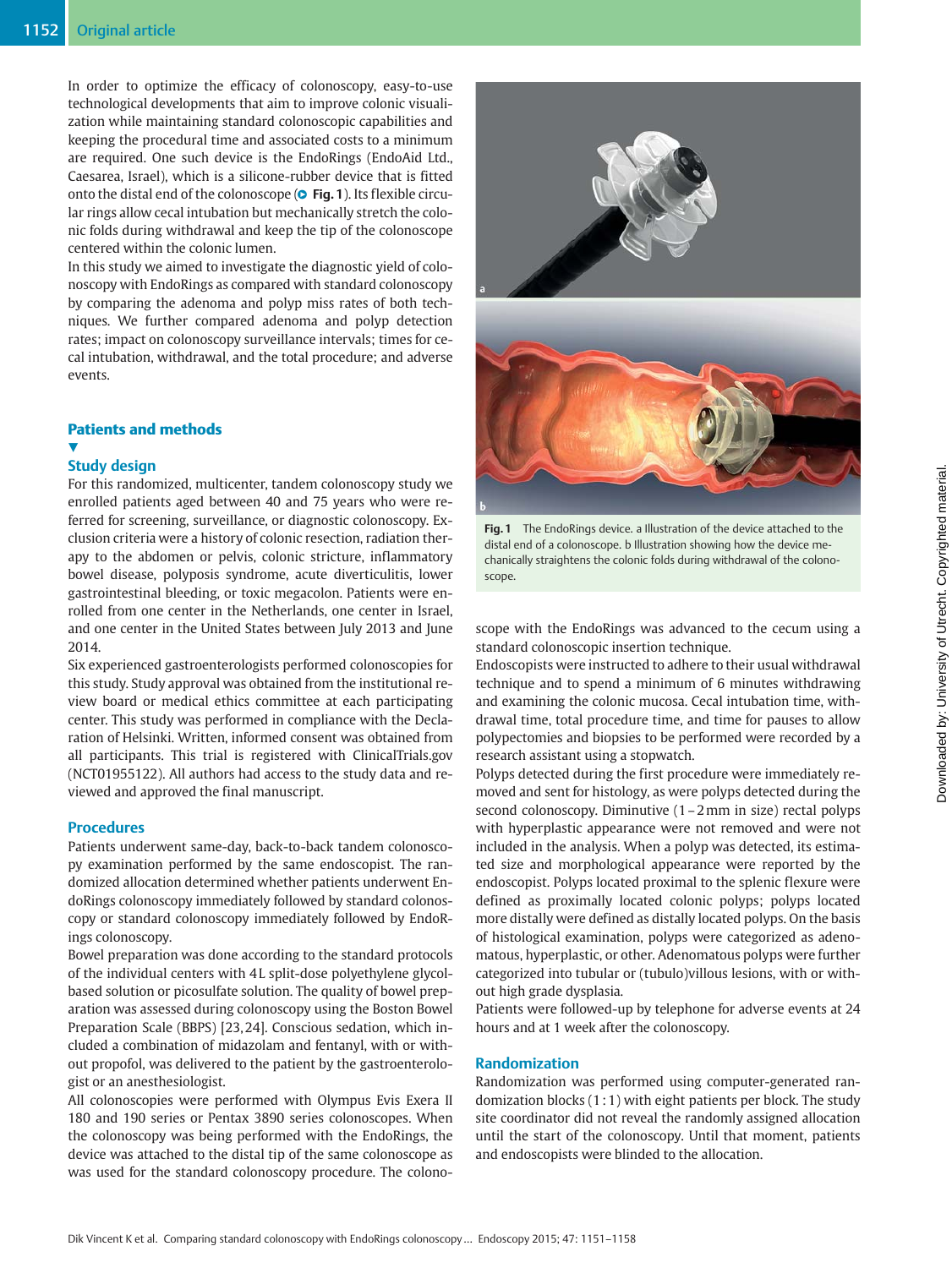In order to optimize the efficacy of colonoscopy, easy-to-use technological developments that aim to improve colonic visualization while maintaining standard colonoscopic capabilities and keeping the procedural time and associated costs to a minimum are required. One such device is the EndoRings (EndoAid Ltd., Caesarea, Israel), which is a silicone-rubber device that is fitted onto the distal end of the colonoscope (Fig. 1). Its flexible circular rings allow cecal intubation but mechanically stretch the colonic folds during withdrawal and keep the tip of the colonoscope centered within the colonic lumen.

In this study we aimed to investigate the diagnostic yield of colonoscopy with EndoRings as compared with standard colonoscopy by comparing the adenoma and polyp miss rates of both techniques. We further compared adenoma and polyp detection rates; impact on colonoscopy surveillance intervals; times for cecal intubation, withdrawal, and the total procedure; and adverse events.

## Patients and methods

### Study design

For this randomized, multicenter, tandem colonoscopy study we enrolled patients aged between 40 and 75 years who were referred for screening, surveillance, or diagnostic colonoscopy. Exclusion criteria were a history of colonic resection, radiation therapy to the abdomen or pelvis, colonic stricture, inflammatory bowel disease, polyposis syndrome, acute diverticulitis, lower gastrointestinal bleeding, or toxic megacolon. Patients were enrolled from one center in the Netherlands, one center in Israel, and one center in the United States between July 2013 and June 2014.

Six experienced gastroenterologists performed colonoscopies for this study. Study approval was obtained from the institutional review board or medical ethics committee at each participating center. This study was performed in compliance with the Declaration of Helsinki. Written, informed consent was obtained from all participants. This trial is registered with ClinicalTrials.gov (NCT01955122). All authors had access to the study data and reviewed and approved the final manuscript.

### Procedures

Patients underwent same-day, back-to-back tandem colonoscopy examination performed by the same endoscopist. The randomized allocation determined whether patients underwent EndoRings colonoscopy immediately followed by standard colonoscopy or standard colonoscopy immediately followed by EndoRings colonoscopy.

Bowel preparation was done according to the standard protocols of the individual centers with 4L split-dose polyethylene glycol-based solution or picosulfate solution. The quality of bowel preparation was assessed during colonoscopy using the Boston Bowel Preparation Scale (BBPS) [23,24]. Conscious sedation, which included a combination of midazolam and fentanyl, with or without propofol, was delivered to the patient by the gastroenterologist or an anesthesiologist.

All colonoscopies were performed with Olympus Evis Exera II 180 and 190 series or Pentax 3890 series colonoscopes. When the colonoscopy was being performed with the EndoRings, the device was attached to the distal tip of the same colonoscope as was used for the standard colonoscopy procedure. The colonoscope with the EndoRings was advanced to the cecum using a standard colonoscopic insertion technique.

Endoscopists were instructed to adhere to their usual withdrawal technique and to spend a minimum of 6 minutes withdrawing and examining the colonic mucosa. Cecal intubation time, withdrawal time, total procedure time, and time for pauses to allow polypectomies and biopsies to be performed were recorded by a research assistant using a stopwatch.

Polyps detected during the first procedure were immediately removed and sent for histology, as were polyps detected during the second colonoscopy. Diminutive (1 – 2 mm in size) rectal polyps with hyperplastic appearance were not removed and were not included in the analysis. When a polyp was detected, its estimated size and morphological appearance were reported by the endoscopist. Polyps located proximal to the splenic flexure were defined as proximally located colonic polyps; polyps located more distally were defined as distally located polyps. On the basis of histological examination, polyps were categorized as adenomatous, hyperplastic, or other. Adenomatous polyps were further categorized into tubular or (tubulo)villous lesions, with or without high grade dysplasia.

Patients were followed-up by telephone for adverse events at 24 hours and at 1 week after the colonoscopy.

### Randomization

Randomization was performed using computer-generated randomization blocks (1 : 1) with eight patients per block. The study site coordinator did not reveal the randomly assigned allocation until the start of the colonoscopy. Until that moment, patients and endoscopists were blinded to the allocation.

**Fig. 1** The EndoRings device. a Illustration of the device attached to the distal end of a colonoscope. b Illustration showing how the device mechanically straightens the colonic folds during withdrawal of the colonoscope.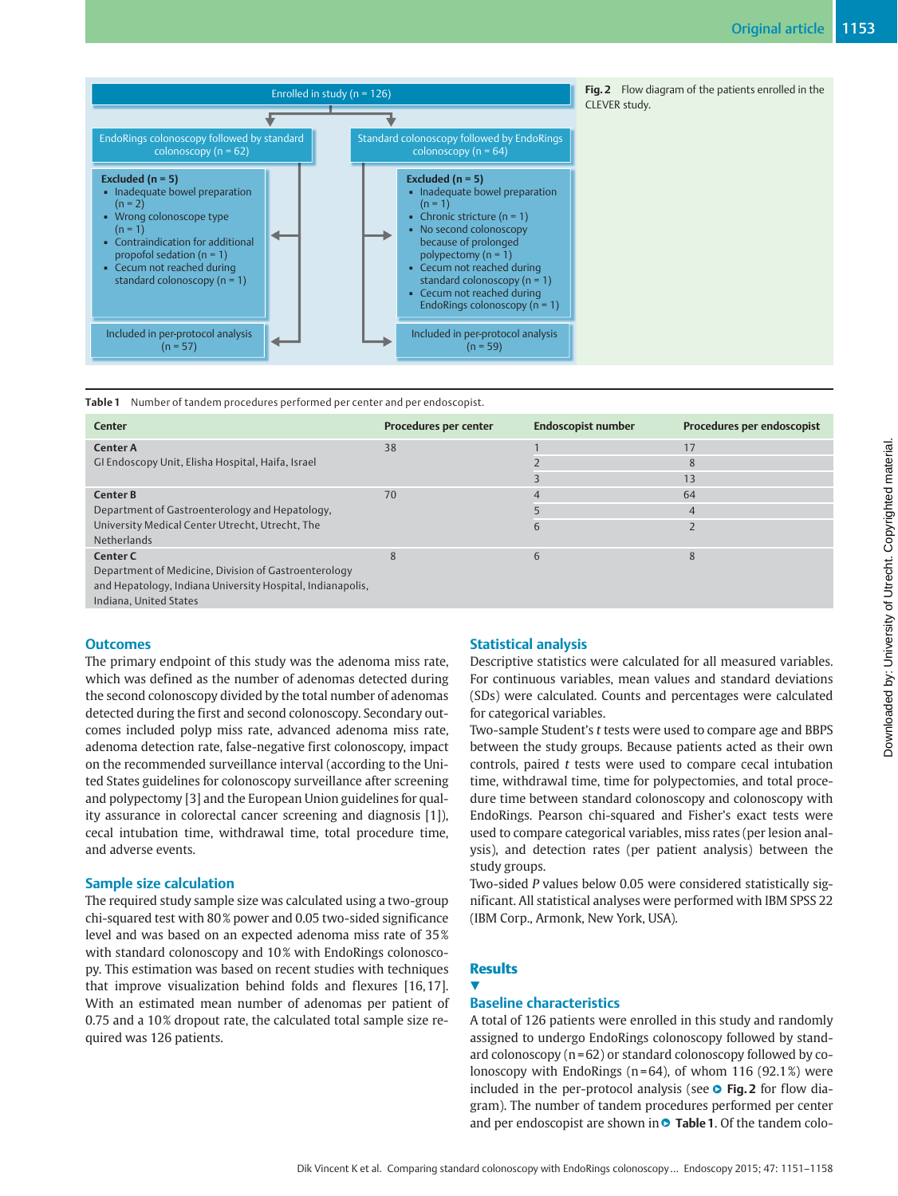Enrolled in study (n = 126)

EndoRings colonoscopy followed by standard colonoscopy (n = 62)

Excluded (n = 5)
- Inadequate bowel preparation (n = 2)
- Wrong colonoscope type (n = 1)
- Contraindication for additional propofol sedation (n = 1)
- Cecum not reached during standard colonoscopy (n = 1)

Included in per-protocol analysis (n = 57)

Standard colonoscopy followed by EndoRings colonoscopy (n = 64)

Excluded (n = 5)
- Inadequate bowel preparation (n = 1)
- Chronic stricture (n = 1)
- No second colonoscopy because of prolonged polypectomy (n = 1)
- Cecum not reached during standard colonoscopy (n = 1)
- Cecum not reached during EndoRings colonoscopy (n = 1)

Included in per-protocol analysis (n = 59)

**Fig. 2** Flow diagram of the patients enrolled in the CLEVER study.

**Table 1** Number of tandem procedures performed per center and per endoscopist.

| Center | Procedures per center | Endoscopist number | Procedures per endoscopist |
|---|---|---|---|
| **Center A**<br>GI Endoscopy Unit, Elisha Hospital, Haifa, Israel | 38 | 1 | 17 |
| | | 2 | 8 |
| | | 3 | 13 |
| **Center B**<br>Department of Gastroenterology and Hepatology, University Medical Center Utrecht, Utrecht, The Netherlands | 70 | 4 | 64 |
| | | 5 | 4 |
| | | 6 | 2 |
| **Center C**<br>Department of Medicine, Division of Gastroenterology and Hepatology, Indiana University Hospital, Indianapolis, Indiana, United States | 8 | 6 | 8 |

## Outcomes

The primary endpoint of this study was the adenoma miss rate, which was defined as the number of adenomas detected during the second colonoscopy divided by the total number of adenomas detected during the first and second colonoscopy. Secondary outcomes included polyp miss rate, advanced adenoma miss rate, adenoma detection rate, false-negative first colonoscopy, impact on the recommended surveillance interval (according to the United States guidelines for colonoscopy surveillance after screening and polypectomy [3] and the European Union guidelines for quality assurance in colorectal cancer screening and diagnosis [1]), cecal intubation time, withdrawal time, total procedure time, and adverse events.

## Sample size calculation

The required study sample size was calculated using a two-group chi-squared test with 80 % power and 0.05 two-sided significance level and was based on an expected adenoma miss rate of 35 % with standard colonoscopy and 10 % with EndoRings colonoscopy. This estimation was based on recent studies with techniques that improve visualization behind folds and flexures [16,17]. With an estimated mean number of adenomas per patient of 0.75 and a 10 % dropout rate, the calculated total sample size required was 126 patients.

## Statistical analysis

Descriptive statistics were calculated for all measured variables. For continuous variables, mean values and standard deviations (SDs) were calculated. Counts and percentages were calculated for categorical variables.

Two-sample Student's *t* tests were used to compare age and BBPS between the study groups. Because patients acted as their own controls, paired *t* tests were used to compare cecal intubation time, withdrawal time, time for polypectomies, and total procedure time between standard colonoscopy and colonoscopy with EndoRings. Pearson chi-squared and Fisher's exact tests were used to compare categorical variables, miss rates (per lesion analysis), and detection rates (per patient analysis) between the study groups.

Two-sided *P* values below 0.05 were considered statistically significant. All statistical analyses were performed with IBM SPSS 22 (IBM Corp., Armonk, New York, USA).

# Results

## Baseline characteristics

A total of 126 patients were enrolled in this study and randomly assigned to undergo EndoRings colonoscopy followed by standard colonoscopy (n = 62) or standard colonoscopy followed by colonoscopy with EndoRings (n = 64), of whom 116 (92.1 %) were included in the per-protocol analysis (see **Fig. 2** for flow diagram). The number of tandem procedures performed per center and per endoscopist are shown in **Table 1**. Of the tandem colo-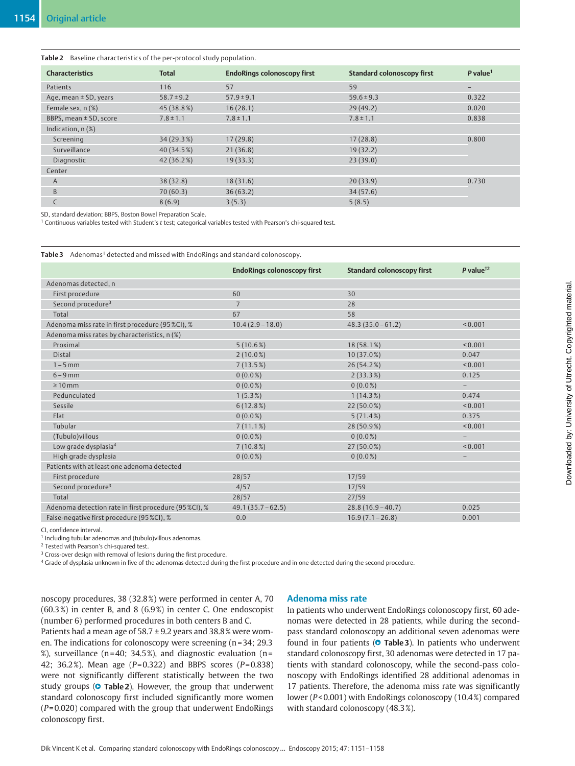**Table 2** Baseline characteristics of the per-protocol study population.

| Characteristics | Total | EndoRings colonoscopy first | Standard colonoscopy first | *P* value[1] |
|---|---|---|---|---|
| Patients | 116 | 57 | 59 | – |
| Age, mean ± SD, years | 58.7 ± 9.2 | 57.9 ± 9.1 | 59.6 ± 9.3 | 0.322 |
| Female sex, n (%) | 45 (38.8 %) | 16 (28.1) | 29 (49.2) | 0.020 |
| BBPS, mean ± SD, score | 7.8 ± 1.1 | 7.8 ± 1.1 | 7.8 ± 1.1 | 0.838 |
| Indication, n (%) | | | | |
| Screening | 34 (29.3 %) | 17 (29.8) | 17 (28.8) | 0.800 |
| Surveillance | 40 (34.5 %) | 21 (36.8) | 19 (32.2) | |
| Diagnostic | 42 (36.2 %) | 19 (33.3) | 23 (39.0) | |
| Center | | | | |
| A | 38 (32.8) | 18 (31.6) | 20 (33.9) | 0.730 |
| B | 70 (60.3) | 36 (63.2) | 34 (57.6) | |
| C | 8 (6.9) | 3 (5.3) | 5 (8.5) | |

SD, standard deviation; BBPS, Boston Bowel Preparation Scale.
[1] Continuous variables tested with Student's *t* test; categorical variables tested with Pearson's chi-squared test.

**Table 3** Adenomas[1] detected and missed with EndoRings and standard colonoscopy.

| | EndoRings colonoscopy first | Standard colonoscopy first | *P* value[1,2] |
|---|---|---|---|
| Adenomas detected, n | | | |
| First procedure | 60 | 30 | |
| Second procedure[3] | 7 | 28 | |
| Total | 67 | 58 | |
| Adenoma miss rate in first procedure (95 %CI), % | 10.4 (2.9 – 18.0) | 48.3 (35.0 – 61.2) | < 0.001 |
| Adenoma miss rates by characteristics, n (%) | | | |
| Proximal | 5 (10.6 %) | 18 (58.1 %) | < 0.001 |
| Distal | 2 (10.0 %) | 10 (37.0 %) | 0.047 |
| 1 – 5 mm | 7 (13.5 %) | 26 (54.2 %) | < 0.001 |
| 6 – 9 mm | 0 (0.0 %) | 2 (33.3 %) | 0.125 |
| ≥ 10 mm | 0 (0.0 %) | 0 (0.0 %) | – |
| Pedunculated | 1 (5.3 %) | 1 (14.3 %) | 0.474 |
| Sessile | 6 (12.8 %) | 22 (50.0 %) | < 0.001 |
| Flat | 0 (0.0 %) | 5 (71.4 %) | 0.375 |
| Tubular | 7 (11.1 %) | 28 (50.9 %) | < 0.001 |
| (Tubulo)villous | 0 (0.0 %) | 0 (0.0 %) | – |
| Low grade dysplasia[4] | 7 (10.8 %) | 27 (50.0 %) | < 0.001 |
| High grade dysplasia | 0 (0.0 %) | 0 (0.0 %) | – |
| Patients with at least one adenoma detected | | | |
| First procedure | 28/57 | 17/59 | |
| Second procedure[3] | 4/57 | 17/59 | |
| Total | 28/57 | 27/59 | |
| Adenoma detection rate in first procedure (95 %CI), % | 49.1 (35.7 – 62.5) | 28.8 (16.9 – 40.7) | 0.025 |
| False-negative first procedure (95 %CI), % | 0.0 | 16.9 (7.1 – 26.8) | 0.001 |

CI, confidence interval.
[1] Including tubular adenomas and (tubulo)villous adenomas.
[2] Tested with Pearson's chi-squared test.
[3] Cross-over design with removal of lesions during the first procedure.
[4] Grade of dysplasia unknown in five of the adenomas detected during the first procedure and in one detected during the second procedure.

noscopy procedures, 38 (32.8 %) were performed in center A, 70 (60.3 %) in center B, and 8 (6.9 %) in center C. One endoscopist (number 6) performed procedures in both centers B and C.

Patients had a mean age of 58.7 ± 9.2 years and 38.8 % were women. The indications for colonoscopy were screening (n = 34; 29.3 %), surveillance (n = 40; 34.5 %), and diagnostic evaluation (n = 42; 36.2 %). Mean age ($P = 0.322$) and BBPS scores ($P = 0.838$) were not significantly different statistically between the two study groups (**Table 2**). However, the group that underwent standard colonoscopy first included significantly more women ($P = 0.020$) compared with the group that underwent EndoRings colonoscopy first.

## Adenoma miss rate

In patients who underwent EndoRings colonoscopy first, 60 adenomas were detected in 28 patients, while during the second-pass standard colonoscopy an additional seven adenomas were found in four patients (**Table 3**). In patients who underwent standard colonoscopy first, 30 adenomas were detected in 17 patients with standard colonoscopy, while the second-pass colonoscopy with EndoRings identified 28 additional adenomas in 17 patients. Therefore, the adenoma miss rate was significantly lower ($P < 0.001$) with EndoRings colonoscopy (10.4 %) compared with standard colonoscopy (48.3 %).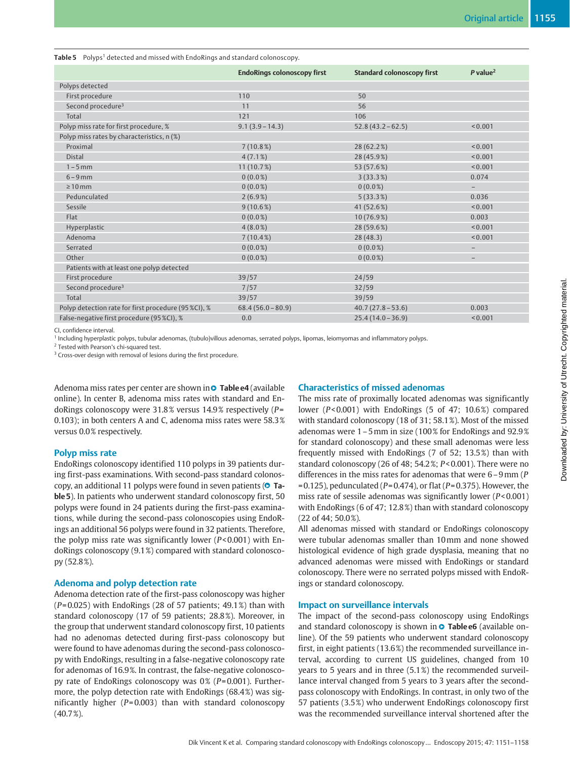**Table 5** Polyps[1] detected and missed with EndoRings and standard colonoscopy.

| | EndoRings colonoscopy first | Standard colonoscopy first | *P* value[2] |
|---|---|---|---|
| Polyps detected | | | |
| First procedure | 110 | 50 | |
| Second procedure[3] | 11 | 56 | |
| Total | 121 | 106 | |
| Polyp miss rate for first procedure, % | 9.1 (3.9 – 14.3) | 52.8 (43.2 – 62.5) | < 0.001 |
| Polyp miss rates by characteristics, n (%) | | | |
| Proximal | 7 (10.8 %) | 28 (62.2 %) | < 0.001 |
| Distal | 4 (7.1 %) | 28 (45.9 %) | < 0.001 |
| 1 – 5 mm | 11 (10.7 %) | 53 (57.6 %) | < 0.001 |
| 6 – 9 mm | 0 (0.0 %) | 3 (33.3 %) | 0.074 |
| ≥ 10 mm | 0 (0.0 %) | 0 (0.0 %) | – |
| Pedunculated | 2 (6.9 %) | 5 (33.3 %) | 0.036 |
| Sessile | 9 (10.6 %) | 41 (52.6 %) | < 0.001 |
| Flat | 0 (0.0 %) | 10 (76.9 %) | 0.003 |
| Hyperplastic | 4 (8.0 %) | 28 (59.6 %) | < 0.001 |
| Adenoma | 7 (10.4 %) | 28 (48.3) | < 0.001 |
| Serrated | 0 (0.0 %) | 0 (0.0 %) | – |
| Other | 0 (0.0 %) | 0 (0.0 %) | – |
| Patients with at least one polyp detected | | | |
| First procedure | 39/57 | 24/59 | |
| Second procedure[3] | 7/57 | 32/59 | |
| Total | 39/57 | 39/59 | |
| Polyp detection rate for first procedure (95 %CI), % | 68.4 (56.0 – 80.9) | 40.7 (27.8 – 53.6) | 0.003 |
| False-negative first procedure (95 %CI), % | 0.0 | 25.4 (14.0 – 36.9) | < 0.001 |

CI, confidence interval.
[1] Including hyperplastic polyps, tubular adenomas, (tubulo)villous adenomas, serrated polyps, lipomas, leiomyomas and inflammatory polyps.
[2] Tested with Pearson's chi-squared test.
[3] Cross-over design with removal of lesions during the first procedure.

Adenoma miss rates per center are shown in Table e4 (available online). In center B, adenoma miss rates with standard and EndoRings colonoscopy were 31.8 % versus 14.9 % respectively ($P$ = 0.103); in both centers A and C, adenoma miss rates were 58.3 % versus 0.0 % respectively.

### Polyp miss rate

EndoRings colonoscopy identified 110 polyps in 39 patients during first-pass examinations. With second-pass standard colonoscopy, an additional 11 polyps were found in seven patients (Table 5). In patients who underwent standard colonoscopy first, 50 polyps were found in 24 patients during the first-pass examinations, while during the second-pass colonoscopies using EndoRings an additional 56 polyps were found in 32 patients. Therefore, the polyp miss rate was significantly lower ($P$ < 0.001) with EndoRings colonoscopy (9.1 %) compared with standard colonoscopy (52.8 %).

### Adenoma and polyp detection rate

Adenoma detection rate of the first-pass colonoscopy was higher ($P$ = 0.025) with EndoRings (28 of 57 patients; 49.1 %) than with standard colonoscopy (17 of 59 patients; 28.8 %). Moreover, in the group that underwent standard colonoscopy first, 10 patients had no adenomas detected during first-pass colonoscopy but were found to have adenomas during the second-pass colonoscopy with EndoRings, resulting in a false-negative colonoscopy rate for adenomas of 16.9 %. In contrast, the false-negative colonoscopy rate of EndoRings colonoscopy was 0 % ($P$ = 0.001). Furthermore, the polyp detection rate with EndoRings (68.4 %) was significantly higher ($P$ = 0.003) than with standard colonoscopy (40.7 %).

### Characteristics of missed adenomas

The miss rate of proximally located adenomas was significantly lower ($P$ < 0.001) with EndoRings (5 of 47; 10.6 %) compared with standard colonoscopy (18 of 31; 58.1 %). Most of the missed adenomas were 1 – 5 mm in size (100 % for EndoRings and 92.9 % for standard colonoscopy) and these small adenomas were less frequently missed with EndoRings (7 of 52; 13.5 %) than with standard colonoscopy (26 of 48; 54.2 %; $P$ < 0.001). There were no differences in the miss rates for adenomas that were 6 – 9 mm ($P$ = 0.125), pedunculated ($P$ = 0.474), or flat ($P$ = 0.375). However, the miss rate of sessile adenomas was significantly lower ($P$ < 0.001) with EndoRings (6 of 47; 12.8 %) than with standard colonoscopy (22 of 44; 50.0 %).

All adenomas missed with standard or EndoRings colonoscopy were tubular adenomas smaller than 10 mm and none showed histological evidence of high grade dysplasia, meaning that no advanced adenomas were missed with EndoRings or standard colonoscopy. There were no serrated polyps missed with EndoRings or standard colonoscopy.

### Impact on surveillance intervals

The impact of the second-pass colonoscopy using EndoRings and standard colonoscopy is shown in Table e6 (available online). Of the 59 patients who underwent standard colonoscopy first, in eight patients (13.6 %) the recommended surveillance interval, according to current US guidelines, changed from 10 years to 5 years and in three (5.1 %) the recommended surveillance interval changed from 5 years to 3 years after the second-pass colonoscopy with EndoRings. In contrast, in only two of the 57 patients (3.5 %) who underwent EndoRings colonoscopy first was the recommended surveillance interval shortened after the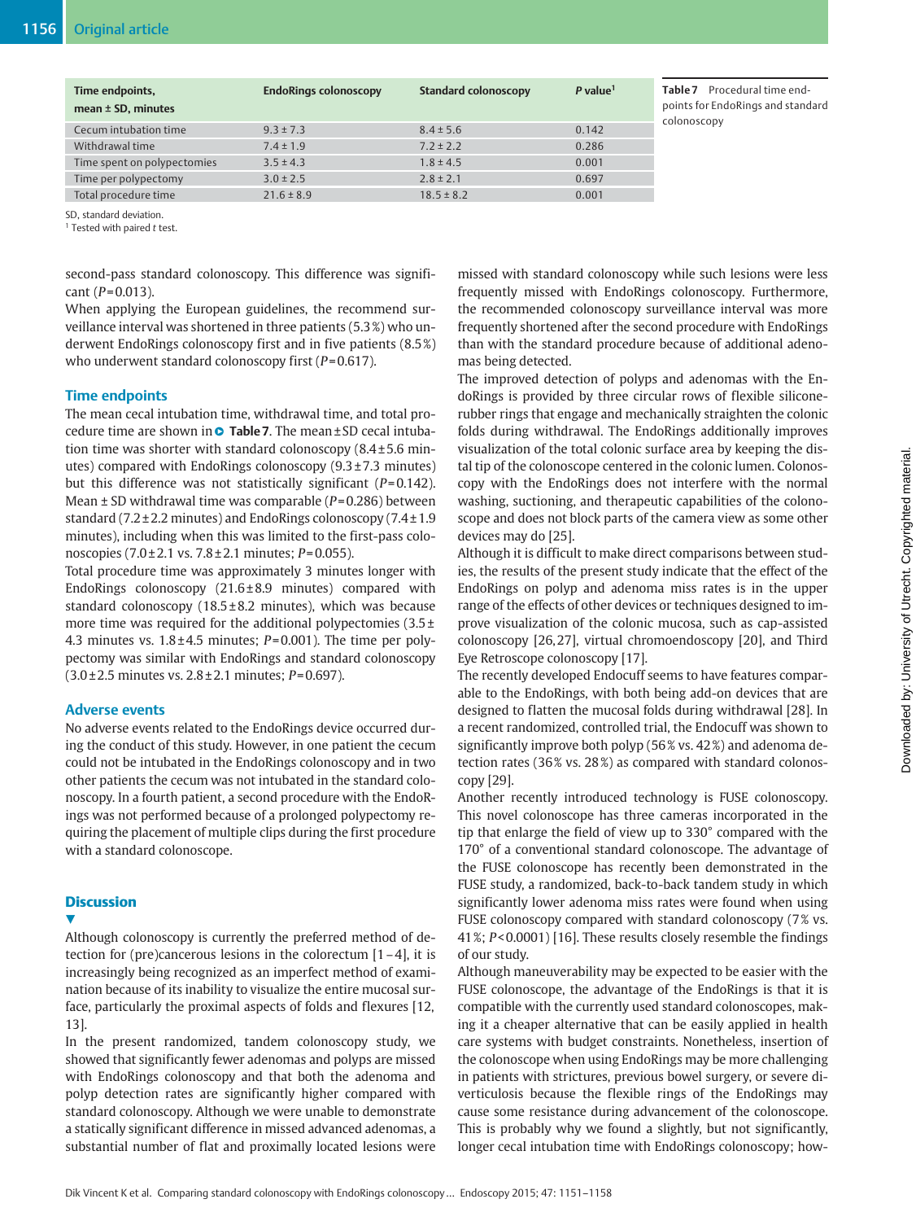| Time endpoints, mean ± SD, minutes | EndoRings colonoscopy | Standard colonoscopy | P value[1] |
|---|---|---|---|
| Cecum intubation time | 9.3 ± 7.3 | 8.4 ± 5.6 | 0.142 |
| Withdrawal time | 7.4 ± 1.9 | 7.2 ± 2.2 | 0.286 |
| Time spent on polypectomies | 3.5 ± 4.3 | 1.8 ± 4.5 | 0.001 |
| Time per polypectomy | 3.0 ± 2.5 | 2.8 ± 2.1 | 0.697 |
| Total procedure time | 21.6 ± 8.9 | 18.5 ± 8.2 | 0.001 |

SD, standard deviation.
[1] Tested with paired *t* test.

**Table 7** Procedural time endpoints for EndoRings and standard colonoscopy

second-pass standard colonoscopy. This difference was significant ($P$ = 0.013).

When applying the European guidelines, the recommend surveillance interval was shortened in three patients (5.3 %) who underwent EndoRings colonoscopy first and in five patients (8.5 %) who underwent standard colonoscopy first ($P$ = 0.617).

## Time endpoints

The mean cecal intubation time, withdrawal time, and total procedure time are shown in **Table 7**. The mean ± SD cecal intubation time was shorter with standard colonoscopy (8.4 ± 5.6 minutes) compared with EndoRings colonoscopy (9.3 ± 7.3 minutes) but this difference was not statistically significant ($P$ = 0.142). Mean ± SD withdrawal time was comparable ($P$ = 0.286) between standard (7.2 ± 2.2 minutes) and EndoRings colonoscopy (7.4 ± 1.9 minutes), including when this was limited to the first-pass colonoscopies (7.0 ± 2.1 vs. 7.8 ± 2.1 minutes; $P$ = 0.055).

Total procedure time was approximately 3 minutes longer with EndoRings colonoscopy (21.6 ± 8.9 minutes) compared with standard colonoscopy (18.5 ± 8.2 minutes), which was because more time was required for the additional polypectomies (3.5 ± 4.3 minutes vs. 1.8 ± 4.5 minutes; $P$ = 0.001). The time per polypectomy was similar with EndoRings and standard colonoscopy (3.0 ± 2.5 minutes vs. 2.8 ± 2.1 minutes; $P$ = 0.697).

## Adverse events

No adverse events related to the EndoRings device occurred during the conduct of this study. However, in one patient the cecum could not be intubated in the EndoRings colonoscopy and in two other patients the cecum was not intubated in the standard colonoscopy. In a fourth patient, a second procedure with the EndoRings was not performed because of a prolonged polypectomy requiring the placement of multiple clips during the first procedure with a standard colonoscope.

## Discussion

Although colonoscopy is currently the preferred method of detection for (pre)cancerous lesions in the colorectum [1 – 4], it is increasingly being recognized as an imperfect method of examination because of its inability to visualize the entire mucosal surface, particularly the proximal aspects of folds and flexures [12, 13].

In the present randomized, tandem colonoscopy study, we showed that significantly fewer adenomas and polyps are missed with EndoRings colonoscopy and that both the adenoma and polyp detection rates are significantly higher compared with standard colonoscopy. Although we were unable to demonstrate a statically significant difference in missed advanced adenomas, a substantial number of flat and proximally located lesions were missed with standard colonoscopy while such lesions were less frequently missed with EndoRings colonoscopy. Furthermore, the recommended colonoscopy surveillance interval was more frequently shortened after the second procedure with EndoRings than with the standard procedure because of additional adenomas being detected.

The improved detection of polyps and adenomas with the EndoRings is provided by three circular rows of flexible silicone-rubber rings that engage and mechanically straighten the colonic folds during withdrawal. The EndoRings additionally improves visualization of the total colonic surface area by keeping the distal tip of the colonoscope centered in the colonic lumen. Colonoscopy with the EndoRings does not interfere with the normal washing, suctioning, and therapeutic capabilities of the colonoscope and does not block parts of the camera view as some other devices may do [25].

Although it is difficult to make direct comparisons between studies, the results of the present study indicate that the effect of the EndoRings on polyp and adenoma miss rates is in the upper range of the effects of other devices or techniques designed to improve visualization of the colonic mucosa, such as cap-assisted colonoscopy [26, 27], virtual chromoendoscopy [20], and Third Eye Retroscope colonoscopy [17].

The recently developed Endocuff seems to have features comparable to the EndoRings, with both being add-on devices that are designed to flatten the mucosal folds during withdrawal [28]. In a recent randomized, controlled trial, the Endocuff was shown to significantly improve both polyp (56 % vs. 42 %) and adenoma detection rates (36 % vs. 28 %) as compared with standard colonoscopy [29].

Another recently introduced technology is FUSE colonoscopy. This novel colonoscope has three cameras incorporated in the tip that enlarge the field of view up to 330° compared with the 170° of a conventional standard colonoscope. The advantage of the FUSE colonoscope has recently been demonstrated in the FUSE study, a randomized, back-to-back tandem study in which significantly lower adenoma miss rates were found when using FUSE colonoscopy compared with standard colonoscopy (7 % vs. 41 %; $P$ < 0.0001) [16]. These results closely resemble the findings of our study.

Although maneuverability may be expected to be easier with the FUSE colonoscope, the advantage of the EndoRings is that it is compatible with the currently used standard colonoscopes, making it a cheaper alternative that can be easily applied in health care systems with budget constraints. Nonetheless, insertion of the colonoscope when using EndoRings may be more challenging in patients with strictures, previous bowel surgery, or severe diverticulosis because the flexible rings of the EndoRings may cause some resistance during advancement of the colonoscope. This is probably why we found a slightly, but not significantly, longer cecal intubation time with EndoRings colonoscopy; how-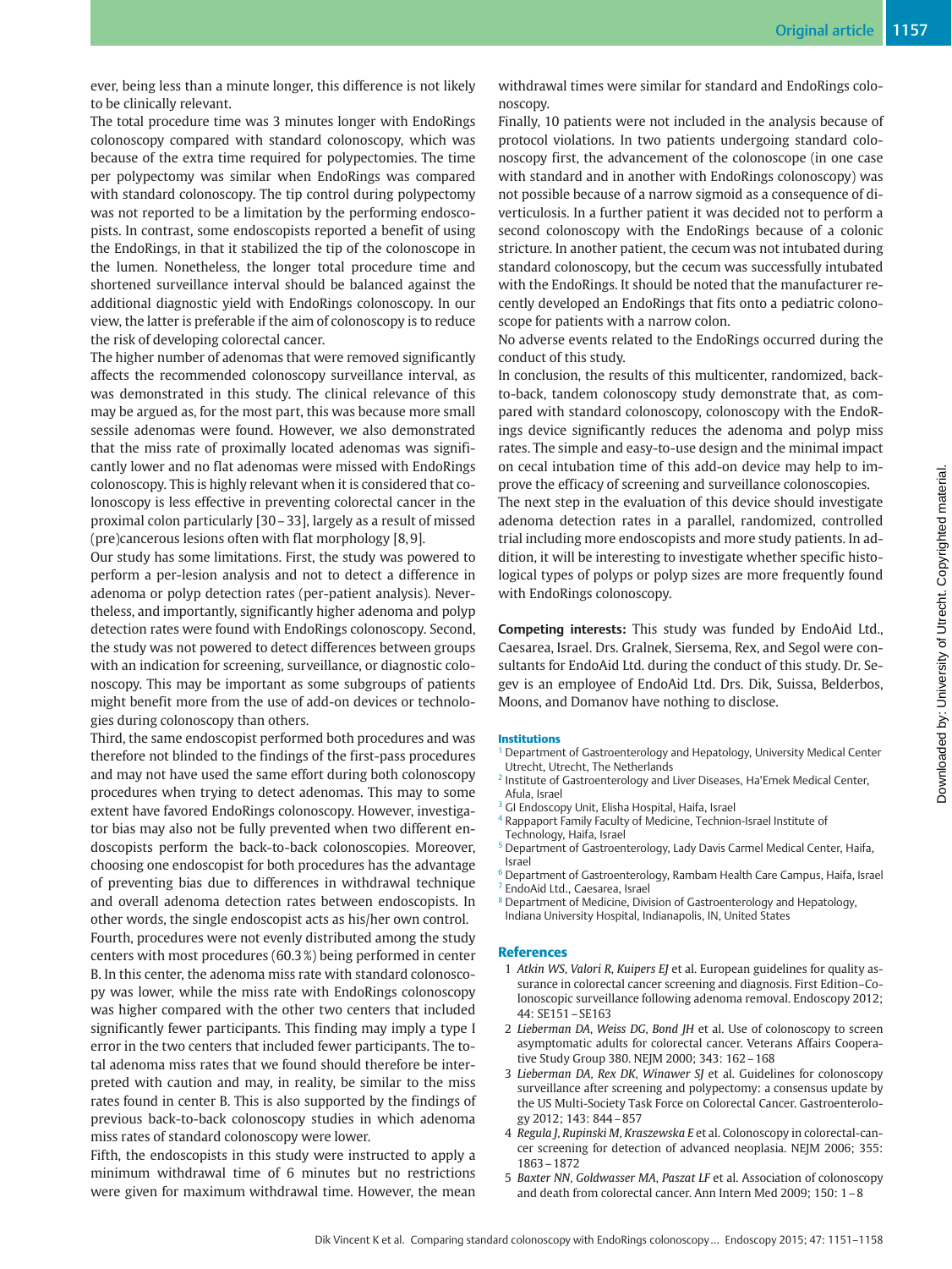ever, being less than a minute longer, this difference is not likely to be clinically relevant.

The total procedure time was 3 minutes longer with EndoRings colonoscopy compared with standard colonoscopy, which was because of the extra time required for polypectomies. The time per polypectomy was similar when EndoRings was compared with standard colonoscopy. The tip control during polypectomy was not reported to be a limitation by the performing endoscopists. In contrast, some endoscopists reported a benefit of using the EndoRings, in that it stabilized the tip of the colonoscope in the lumen. Nonetheless, the longer total procedure time and shortened surveillance interval should be balanced against the additional diagnostic yield with EndoRings colonoscopy. In our view, the latter is preferable if the aim of colonoscopy is to reduce the risk of developing colorectal cancer.

The higher number of adenomas that were removed significantly affects the recommended colonoscopy surveillance interval, as was demonstrated in this study. The clinical relevance of this may be argued as, for the most part, this was because more small sessile adenomas were found. However, we also demonstrated that the miss rate of proximally located adenomas was significantly lower and no flat adenomas were missed with EndoRings colonoscopy. This is highly relevant when it is considered that colonoscopy is less effective in preventing colorectal cancer in the proximal colon particularly [30–33], largely as a result of missed (pre)cancerous lesions often with flat morphology [8, 9].

Our study has some limitations. First, the study was powered to perform a per-lesion analysis and not to detect a difference in adenoma or polyp detection rates (per-patient analysis). Nevertheless, and importantly, significantly higher adenoma and polyp detection rates were found with EndoRings colonoscopy. Second, the study was not powered to detect differences between groups with an indication for screening, surveillance, or diagnostic colonoscopy. This may be important as some subgroups of patients might benefit more from the use of add-on devices or technologies during colonoscopy than others.

Third, the same endoscopist performed both procedures and was therefore not blinded to the findings of the first-pass procedures and may not have used the same effort during both colonoscopy procedures when trying to detect adenomas. This may to some extent have favored EndoRings colonoscopy. However, investigator bias may also not be fully prevented when two different endoscopists perform the back-to-back colonoscopies. Moreover, choosing one endoscopist for both procedures has the advantage of preventing bias due to differences in withdrawal technique and overall adenoma detection rates between endoscopists. In other words, the single endoscopist acts as his/her own control.

Fourth, procedures were not evenly distributed among the study centers with most procedures (60.3%) being performed in center B. In this center, the adenoma miss rate with standard colonoscopy was lower, while the miss rate with EndoRings colonoscopy was higher compared with the other two centers that included significantly fewer participants. This finding may imply a type I error in the two centers that included fewer participants. The total adenoma miss rates that we found should therefore be interpreted with caution and may, in reality, be similar to the miss rates found in center B. This is also supported by the findings of previous back-to-back colonoscopy studies in which adenoma miss rates of standard colonoscopy were lower.

Fifth, the endoscopists in this study were instructed to apply a minimum withdrawal time of 6 minutes but no restrictions were given for maximum withdrawal time. However, the mean withdrawal times were similar for standard and EndoRings colonoscopy.

Finally, 10 patients were not included in the analysis because of protocol violations. In two patients undergoing standard colonoscopy first, the advancement of the colonoscope (in one case with standard and in another with EndoRings colonoscopy) was not possible because of a narrow sigmoid as a consequence of diverticulosis. In a further patient it was decided not to perform a second colonoscopy with the EndoRings because of a colonic stricture. In another patient, the cecum was not intubated during standard colonoscopy, but the cecum was successfully intubated with the EndoRings. It should be noted that the manufacturer recently developed an EndoRings that fits onto a pediatric colonoscope for patients with a narrow colon.

No adverse events related to the EndoRings occurred during the conduct of this study.

In conclusion, the results of this multicenter, randomized, back-to-back, tandem colonoscopy study demonstrate that, as compared with standard colonoscopy, colonoscopy with the EndoRings device significantly reduces the adenoma and polyp miss rates. The simple and easy-to-use design and the minimal impact on cecal intubation time of this add-on device may help to improve the efficacy of screening and surveillance colonoscopies.

The next step in the evaluation of this device should investigate adenoma detection rates in a parallel, randomized, controlled trial including more endoscopists and more study patients. In addition, it will be interesting to investigate whether specific histological types of polyps or polyp sizes are more frequently found with EndoRings colonoscopy.

**Competing interests:** This study was funded by EndoAid Ltd., Caesarea, Israel. Drs. Gralnek, Siersema, Rex, and Segol were consultants for EndoAid Ltd. during the conduct of this study. Dr. Segev is an employee of EndoAid Ltd. Drs. Dik, Suissa, Belderbos, Moons, and Domanov have nothing to disclose.

### Institutions

[1] Department of Gastroenterology and Hepatology, University Medical Center Utrecht, Utrecht, The Netherlands
[2] Institute of Gastroenterology and Liver Diseases, Ha'Emek Medical Center, Afula, Israel
[3] GI Endoscopy Unit, Elisha Hospital, Haifa, Israel
[4] Rappaport Family Faculty of Medicine, Technion-Israel Institute of Technology, Haifa, Israel
[5] Department of Gastroenterology, Lady Davis Carmel Medical Center, Haifa, Israel
[6] Department of Gastroenterology, Rambam Health Care Campus, Haifa, Israel
[7] EndoAid Ltd., Caesarea, Israel
[8] Department of Medicine, Division of Gastroenterology and Hepatology, Indiana University Hospital, Indianapolis, IN, United States

### References

1. *Atkin WS, Valori R, Kuipers EJ* et al. European guidelines for quality assurance in colorectal cancer screening and diagnosis. First Edition–Colonoscopic surveillance following adenoma removal. Endoscopy 2012; 44: SE151–SE163
2. *Lieberman DA, Weiss DG, Bond JH* et al. Use of colonoscopy to screen asymptomatic adults for colorectal cancer. Veterans Affairs Cooperative Study Group 380. NEJM 2000; 343: 162–168
3. *Lieberman DA, Rex DK, Winawer SJ* et al. Guidelines for colonoscopy surveillance after screening and polypectomy: a consensus update by the US Multi-Society Task Force on Colorectal Cancer. Gastroenterology 2012; 143: 844–857
4. *Regula J, Rupinski M, Kraszewska E* et al. Colonoscopy in colorectal-cancer screening for detection of advanced neoplasia. NEJM 2006; 355: 1863–1872
5. *Baxter NN, Goldwasser MA, Paszat LF* et al. Association of colonoscopy and death from colorectal cancer. Ann Intern Med 2009; 150: 1–8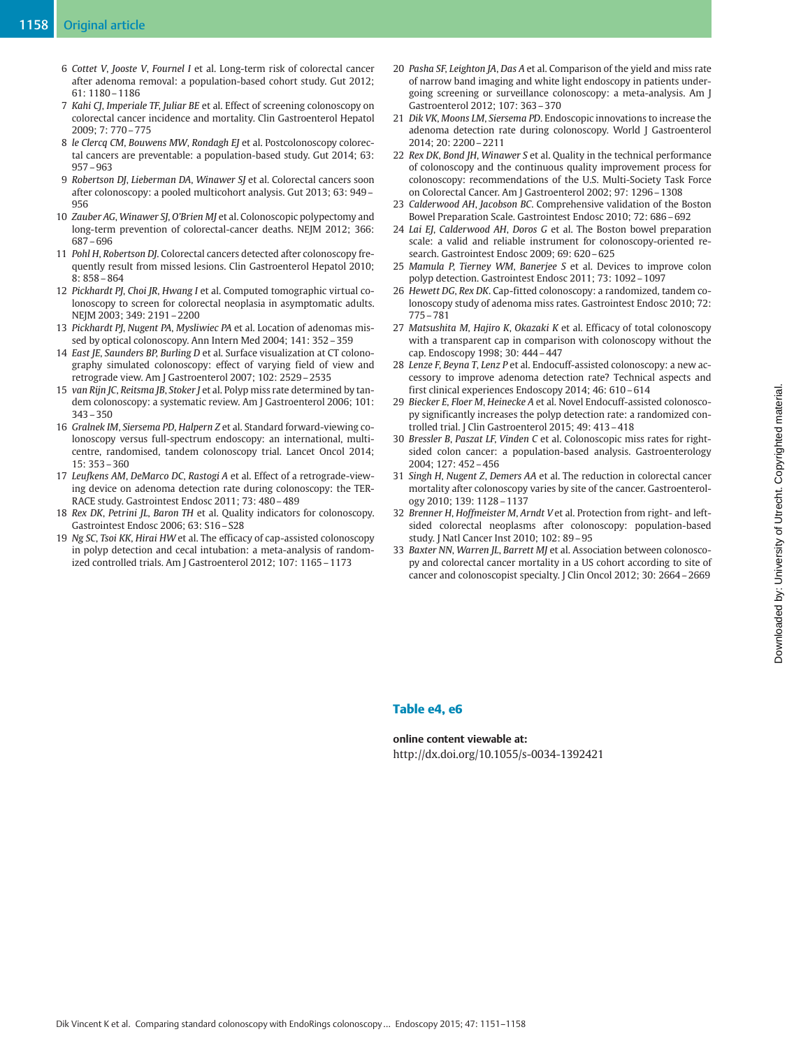6 *Cottet V, Jooste V, Fournel I* et al. Long-term risk of colorectal cancer after adenoma removal: a population-based cohort study. Gut 2012; 61: 1180 – 1186

7 *Kahi CJ, Imperiale TF, Juliar BE* et al. Effect of screening colonoscopy on colorectal cancer incidence and mortality. Clin Gastroenterol Hepatol 2009; 7: 770 – 775

8 *le Clercq CM, Bouwens MW, Rondagh EJ* et al. Postcolonoscopy colorectal cancers are preventable: a population-based study. Gut 2014; 63: 957 – 963

9 *Robertson DJ, Lieberman DA, Winawer SJ* et al. Colorectal cancers soon after colonoscopy: a pooled multicohort analysis. Gut 2013; 63: 949 – 956

10 *Zauber AG, Winawer SJ, O'Brien MJ* et al. Colonoscopic polypectomy and long-term prevention of colorectal-cancer deaths. NEJM 2012; 366: 687 – 696

11 *Pohl H, Robertson DJ*. Colorectal cancers detected after colonoscopy frequently result from missed lesions. Clin Gastroenterol Hepatol 2010; 8: 858 – 864

12 *Pickhardt PJ, Choi JR, Hwang I* et al. Computed tomographic virtual colonoscopy to screen for colorectal neoplasia in asymptomatic adults. NEJM 2003; 349: 2191 – 2200

13 *Pickhardt PJ, Nugent PA, Mysliwiec PA* et al. Location of adenomas missed by optical colonoscopy. Ann Intern Med 2004; 141: 352 – 359

14 *East JE, Saunders BP, Burling D* et al. Surface visualization at CT colonography simulated colonoscopy: effect of varying field of view and retrograde view. Am J Gastroenterol 2007; 102: 2529 – 2535

15 *van Rijn JC, Reitsma JB, Stoker J* et al. Polyp miss rate determined by tandem colonoscopy: a systematic review. Am J Gastroenterol 2006; 101: 343 – 350

16 *Gralnek IM, Siersema PD, Halpern Z* et al. Standard forward-viewing colonoscopy versus full-spectrum endoscopy: an international, multicentre, randomised, tandem colonoscopy trial. Lancet Oncol 2014; 15: 353 – 360

17 *Leufkens AM, DeMarco DC, Rastogi A* et al. Effect of a retrograde-viewing device on adenoma detection rate during colonoscopy: the TERRACE study. Gastrointest Endosc 2011; 73: 480 – 489

18 *Rex DK, Petrini JL, Baron TH* et al. Quality indicators for colonoscopy. Gastrointest Endosc 2006; 63: S16 – S28

19 *Ng SC, Tsoi KK, Hirai HW* et al. The efficacy of cap-assisted colonoscopy in polyp detection and cecal intubation: a meta-analysis of randomized controlled trials. Am J Gastroenterol 2012; 107: 1165 – 1173

20 *Pasha SF, Leighton JA, Das A* et al. Comparison of the yield and miss rate of narrow band imaging and white light endoscopy in patients undergoing screening or surveillance colonoscopy: a meta-analysis. Am J Gastroenterol 2012; 107: 363 – 370

21 *Dik VK, Moons LM, Siersema PD*. Endoscopic innovations to increase the adenoma detection rate during colonoscopy. World J Gastroenterol 2014; 20: 2200 – 2211

22 *Rex DK, Bond JH, Winawer S* et al. Quality in the technical performance of colonoscopy and the continuous quality improvement process for colonoscopy: recommendations of the U.S. Multi-Society Task Force on Colorectal Cancer. Am J Gastroenterol 2002; 97: 1296 – 1308

23 *Calderwood AH, Jacobson BC*. Comprehensive validation of the Boston Bowel Preparation Scale. Gastrointest Endosc 2010; 72: 686 – 692

24 *Lai EJ, Calderwood AH, Doros G* et al. The Boston bowel preparation scale: a valid and reliable instrument for colonoscopy-oriented research. Gastrointest Endosc 2009; 69: 620 – 625

25 *Mamula P, Tierney WM, Banerjee S* et al. Devices to improve colon polyp detection. Gastrointest Endosc 2011; 73: 1092 – 1097

26 *Hewett DG, Rex DK*. Cap-fitted colonoscopy: a randomized, tandem colonoscopy study of adenoma miss rates. Gastrointest Endosc 2010; 72: 775 – 781

27 *Matsushita M, Hajiro K, Okazaki K* et al. Efficacy of total colonoscopy with a transparent cap in comparison with colonoscopy without the cap. Endoscopy 1998; 30: 444 – 447

28 *Lenze F, Beyna T, Lenz P* et al. Endocuff-assisted colonoscopy: a new accessory to improve adenoma detection rate? Technical aspects and first clinical experiences Endoscopy 2014; 46: 610 – 614

29 *Biecker E, Floer M, Heinecke A* et al. Novel Endocuff-assisted colonoscopy significantly increases the polyp detection rate: a randomized controlled trial. J Clin Gastroenterol 2015; 49: 413 – 418

30 *Bressler B, Paszat LF, Vinden C* et al. Colonoscopic miss rates for right-sided colon cancer: a population-based analysis. Gastroenterology 2004; 127: 452 – 456

31 *Singh H, Nugent Z, Demers AA* et al. The reduction in colorectal cancer mortality after colonoscopy varies by site of the cancer. Gastroenterology 2010; 139: 1128 – 1137

32 *Brenner H, Hoffmeister M, Arndt V* et al. Protection from right- and left-sided colorectal neoplasms after colonoscopy: population-based study. J Natl Cancer Inst 2010; 102: 89 – 95

33 *Baxter NN, Warren JL, Barrett MJ* et al. Association between colonoscopy and colorectal cancer mortality in a US cohort according to site of cancer and colonoscopist specialty. J Clin Oncol 2012; 30: 2664 – 2669

## Table e4, e6

**online content viewable at:**

http://dx.doi.org/10.1055/s-0034-1392421